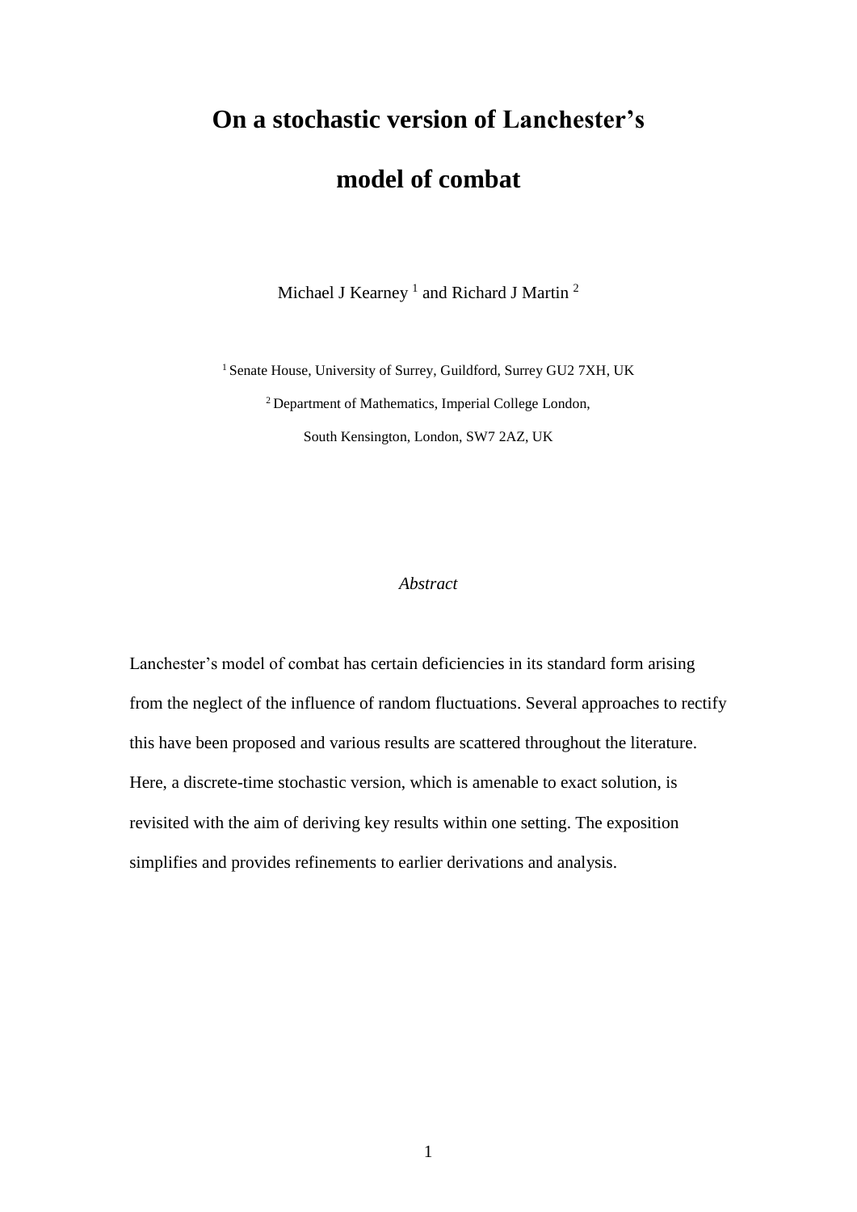# On a stochastic version of Lanchester's model of combat

Michael J Kearney [1] and Richard J Martin [2]

[1] Senate House, University of Surrey, Guildford, Surrey GU2 7XH, UK

[2] Department of Mathematics, Imperial College London,

South Kensington, London, SW7 2AZ, UK

*Abstract*

Lanchester's model of combat has certain deficiencies in its standard form arising from the neglect of the influence of random fluctuations. Several approaches to rectify this have been proposed and various results are scattered throughout the literature. Here, a discrete-time stochastic version, which is amenable to exact solution, is revisited with the aim of deriving key results within one setting. The exposition simplifies and provides refinements to earlier derivations and analysis.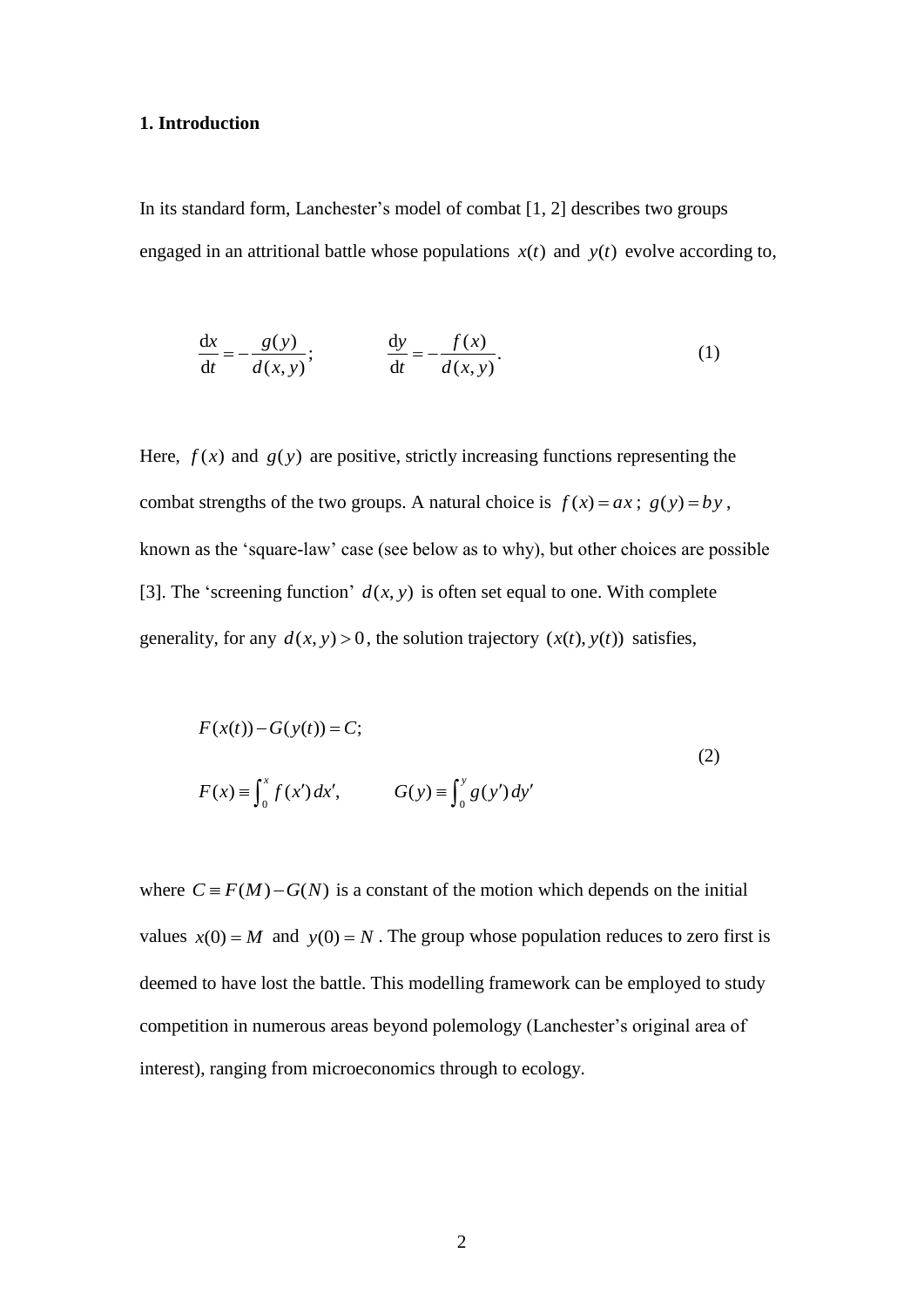## 1. Introduction

In its standard form, Lanchester's model of combat [1, 2] describes two groups engaged in an attritional battle whose populations $x(t)$ and $y(t)$ evolve according to,

$$\frac{\mathrm{d}x}{\mathrm{d}t} = -\frac{g(y)}{d(x,y)}; \qquad \frac{\mathrm{d}y}{\mathrm{d}t} = -\frac{f(x)}{d(x,y)}. \tag{1}$$

Here, $f(x)$ and $g(y)$ are positive, strictly increasing functions representing the combat strengths of the two groups. A natural choice is $f(x) = ax$; $g(y) = by$, known as the 'square-law' case (see below as to why), but other choices are possible [3]. The 'screening function' $d(x,y)$ is often set equal to one. With complete generality, for any $d(x,y) > 0$, the solution trajectory $(x(t), y(t))$ satisfies,

$$\begin{aligned} &F(x(t)) - G(y(t)) = C; \\ &F(x) \equiv \int_0^x f(x')\,dx', \qquad G(y) \equiv \int_0^y g(y')\,dy' \end{aligned} \tag{2}$$

where $C \equiv F(M) - G(N)$ is a constant of the motion which depends on the initial values $x(0) = M$ and $y(0) = N$. The group whose population reduces to zero first is deemed to have lost the battle. This modelling framework can be employed to study competition in numerous areas beyond polemology (Lanchester's original area of interest), ranging from microeconomics through to ecology.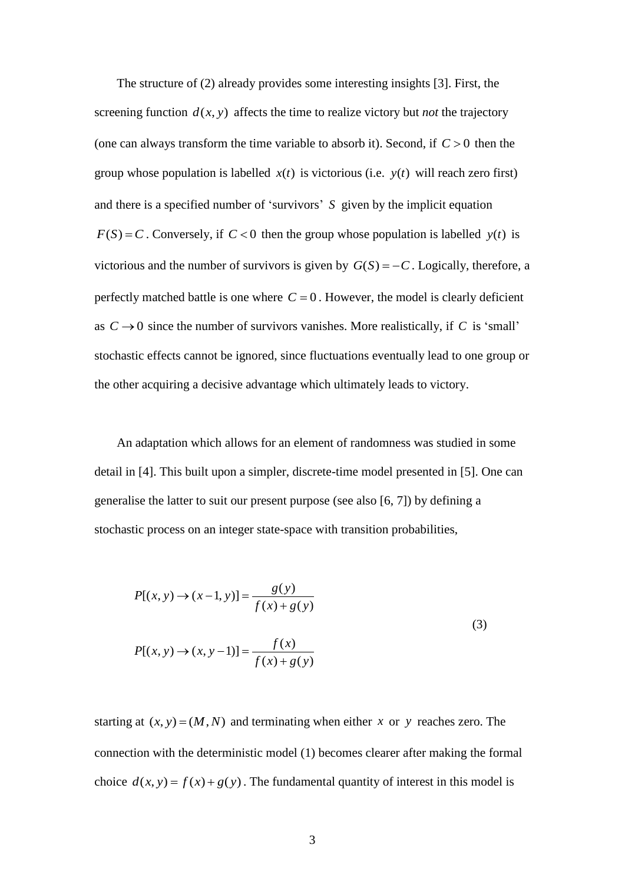The structure of (2) already provides some interesting insights [3]. First, the screening function $d(x, y)$ affects the time to realize victory but *not* the trajectory (one can always transform the time variable to absorb it). Second, if $C > 0$ then the group whose population is labelled $x(t)$ is victorious (i.e. $y(t)$ will reach zero first) and there is a specified number of 'survivors' $S$ given by the implicit equation $F(S) = C$. Conversely, if $C < 0$ then the group whose population is labelled $y(t)$ is victorious and the number of survivors is given by $G(S) = -C$. Logically, therefore, a perfectly matched battle is one where $C = 0$. However, the model is clearly deficient as $C \to 0$ since the number of survivors vanishes. More realistically, if $C$ is 'small' stochastic effects cannot be ignored, since fluctuations eventually lead to one group or the other acquiring a decisive advantage which ultimately leads to victory.

An adaptation which allows for an element of randomness was studied in some detail in [4]. This built upon a simpler, discrete-time model presented in [5]. One can generalise the latter to suit our present purpose (see also [6, 7]) by defining a stochastic process on an integer state-space with transition probabilities,

$$
\begin{aligned}
P[(x, y) \to (x-1, y)] &= \frac{g(y)}{f(x) + g(y)} \\
P[(x, y) \to (x, y-1)] &= \frac{f(x)}{f(x) + g(y)}
\end{aligned}
\tag{3}
$$

starting at $(x, y) = (M, N)$ and terminating when either $x$ or $y$ reaches zero. The connection with the deterministic model (1) becomes clearer after making the formal choice $d(x, y) = f(x) + g(y)$. The fundamental quantity of interest in this model is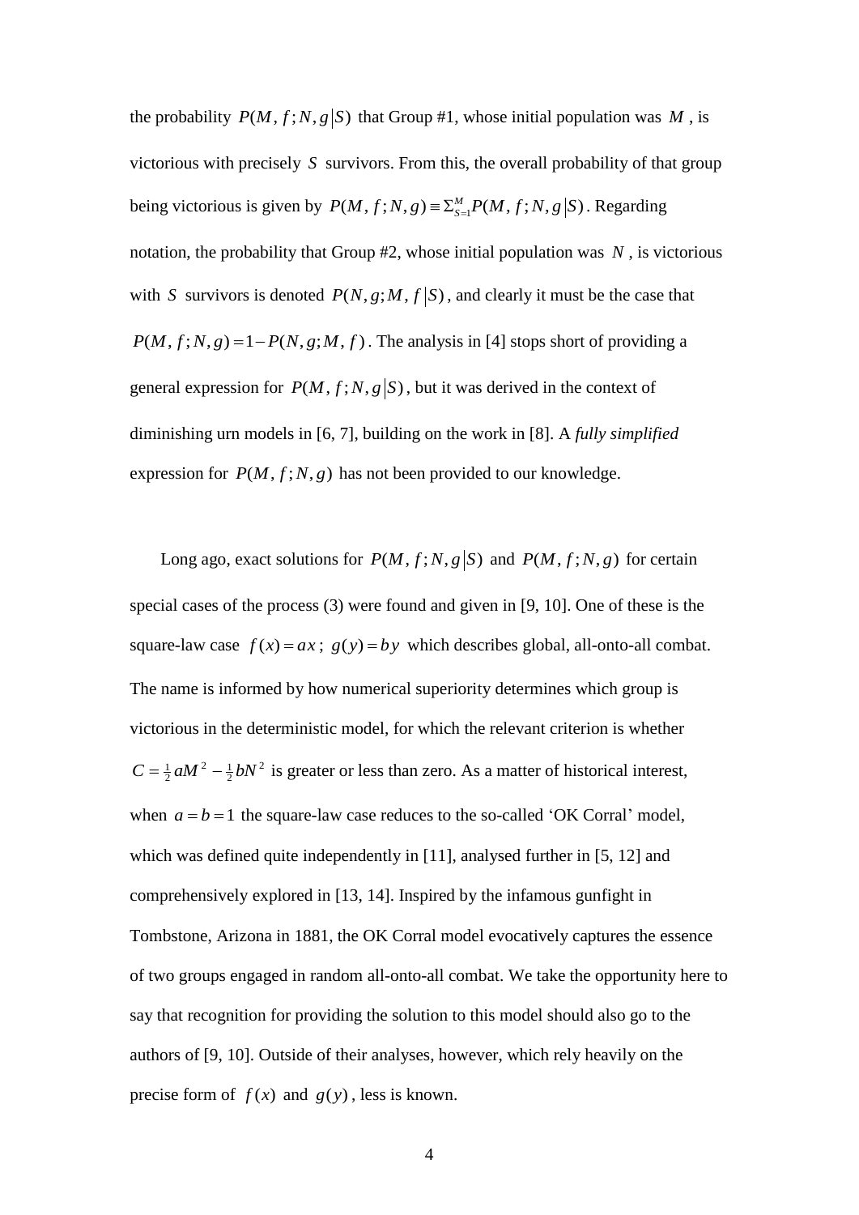the probability $P(M, f; N, g | S)$ that Group #1, whose initial population was $M$, is victorious with precisely $S$ survivors. From this, the overall probability of that group being victorious is given by $P(M, f; N, g) \equiv \Sigma_{S=1}^{M} P(M, f; N, g | S)$. Regarding notation, the probability that Group #2, whose initial population was $N$, is victorious with $S$ survivors is denoted $P(N, g; M, f | S)$, and clearly it must be the case that $P(M, f; N, g) = 1 - P(N, g; M, f)$. The analysis in [4] stops short of providing a general expression for $P(M, f; N, g | S)$, but it was derived in the context of diminishing urn models in [6, 7], building on the work in [8]. A *fully simplified* expression for $P(M, f; N, g)$ has not been provided to our knowledge.

Long ago, exact solutions for $P(M, f; N, g | S)$ and $P(M, f; N, g)$ for certain special cases of the process (3) were found and given in [9, 10]. One of these is the square-law case $f(x) = ax$; $g(y) = by$ which describes global, all-onto-all combat. The name is informed by how numerical superiority determines which group is victorious in the deterministic model, for which the relevant criterion is whether $C = \frac{1}{2} aM^2 - \frac{1}{2} bN^2$ is greater or less than zero. As a matter of historical interest, when $a = b = 1$ the square-law case reduces to the so-called 'OK Corral' model, which was defined quite independently in [11], analysed further in [5, 12] and comprehensively explored in [13, 14]. Inspired by the infamous gunfight in Tombstone, Arizona in 1881, the OK Corral model evocatively captures the essence of two groups engaged in random all-onto-all combat. We take the opportunity here to say that recognition for providing the solution to this model should also go to the authors of [9, 10]. Outside of their analyses, however, which rely heavily on the precise form of $f(x)$ and $g(y)$, less is known.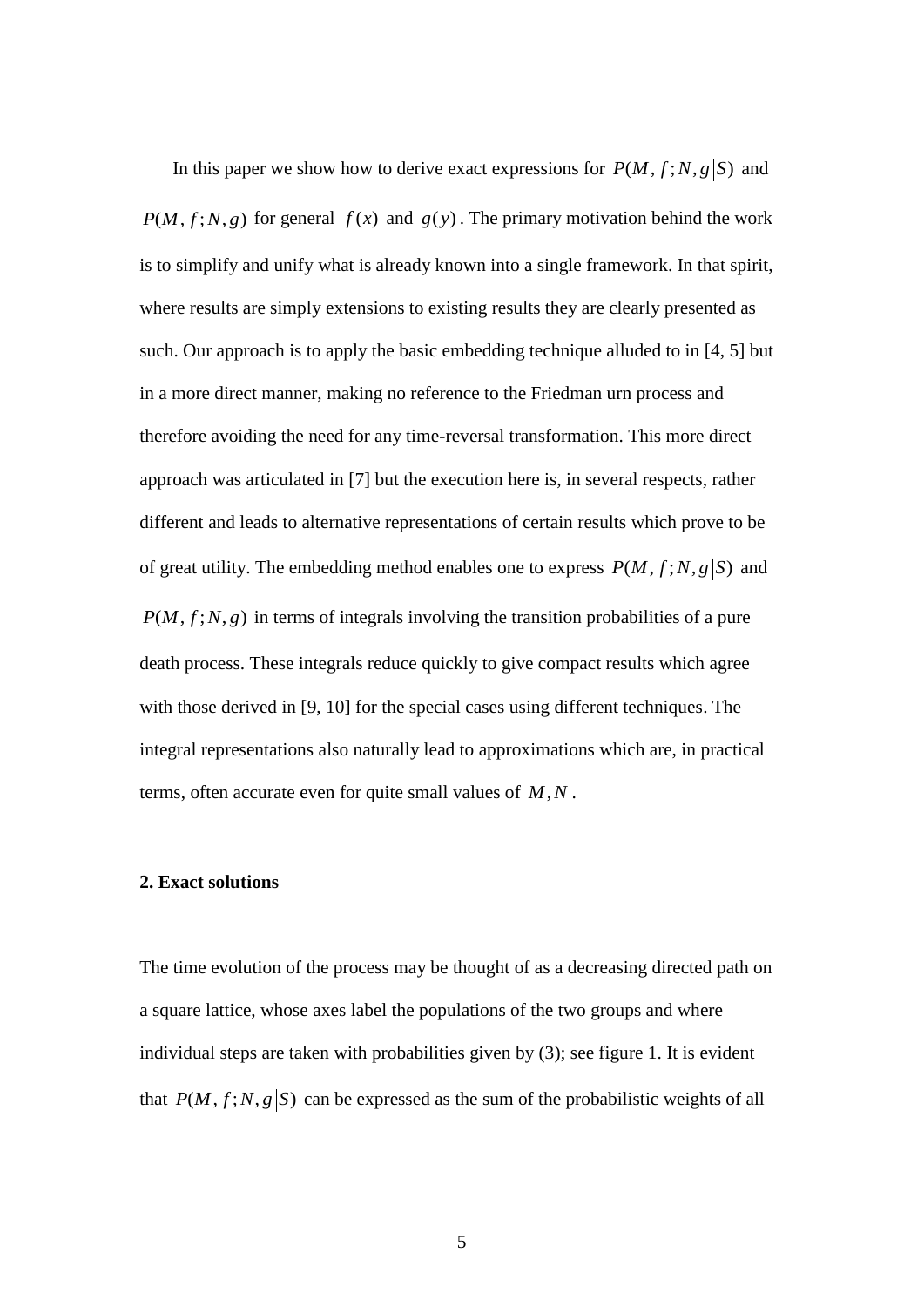In this paper we show how to derive exact expressions for $P(M, f; N, g|S)$ and $P(M, f; N, g)$ for general $f(x)$ and $g(y)$. The primary motivation behind the work is to simplify and unify what is already known into a single framework. In that spirit, where results are simply extensions to existing results they are clearly presented as such. Our approach is to apply the basic embedding technique alluded to in [4, 5] but in a more direct manner, making no reference to the Friedman urn process and therefore avoiding the need for any time-reversal transformation. This more direct approach was articulated in [7] but the execution here is, in several respects, rather different and leads to alternative representations of certain results which prove to be of great utility. The embedding method enables one to express $P(M, f; N, g|S)$ and $P(M, f; N, g)$ in terms of integrals involving the transition probabilities of a pure death process. These integrals reduce quickly to give compact results which agree with those derived in [9, 10] for the special cases using different techniques. The integral representations also naturally lead to approximations which are, in practical terms, often accurate even for quite small values of $M, N$.

## 2. Exact solutions

The time evolution of the process may be thought of as a decreasing directed path on a square lattice, whose axes label the populations of the two groups and where individual steps are taken with probabilities given by (3); see figure 1. It is evident that $P(M, f; N, g|S)$ can be expressed as the sum of the probabilistic weights of all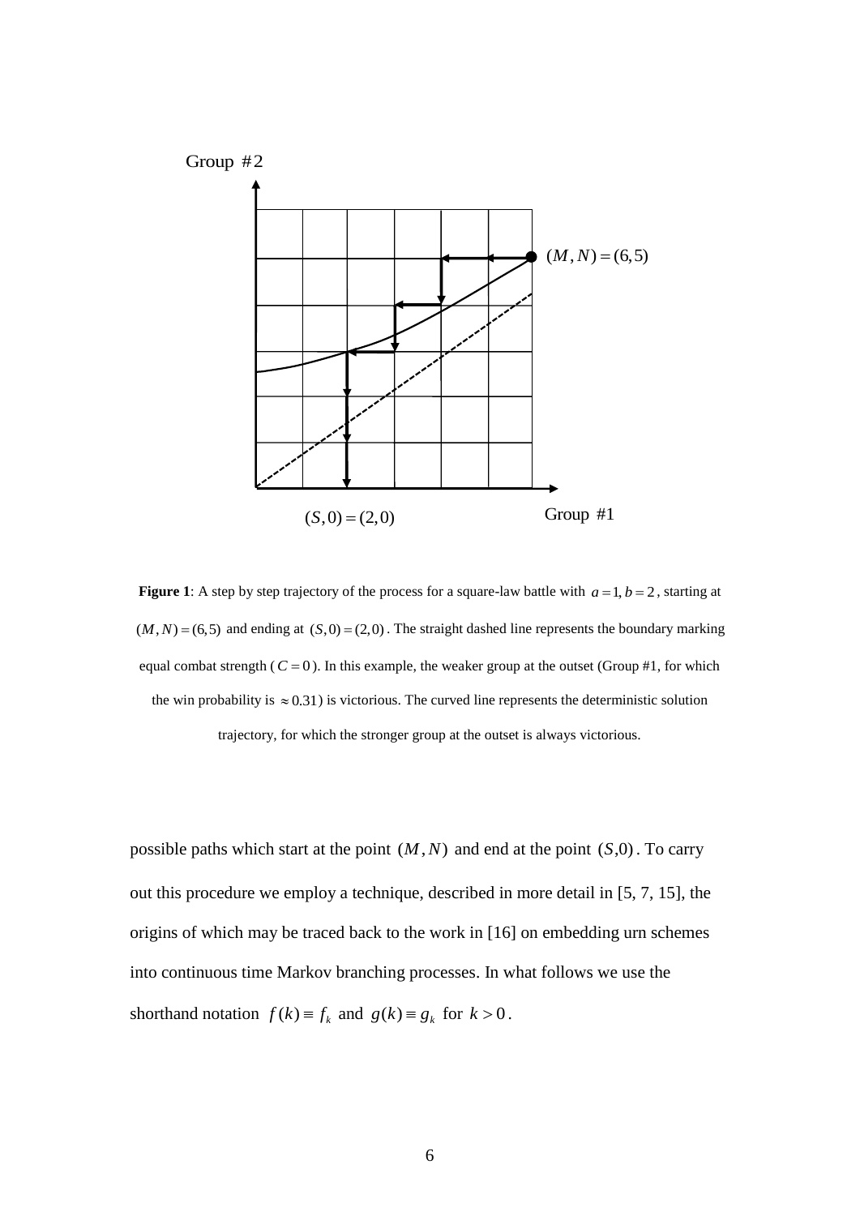**Figure 1**: A step by step trajectory of the process for a square-law battle with $a = 1, b = 2$, starting at $(M, N) = (6,5)$ and ending at $(S, 0) = (2,0)$. The straight dashed line represents the boundary marking equal combat strength ($C = 0$). In this example, the weaker group at the outset (Group #1, for which the win probability is $\approx 0.31$) is victorious. The curved line represents the deterministic solution trajectory, for which the stronger group at the outset is always victorious.

possible paths which start at the point $(M, N)$ and end at the point $(S, 0)$. To carry out this procedure we employ a technique, described in more detail in [5, 7, 15], the origins of which may be traced back to the work in [16] on embedding urn schemes into continuous time Markov branching processes. In what follows we use the shorthand notation $f(k) \equiv f_k$ and $g(k) \equiv g_k$ for $k > 0$.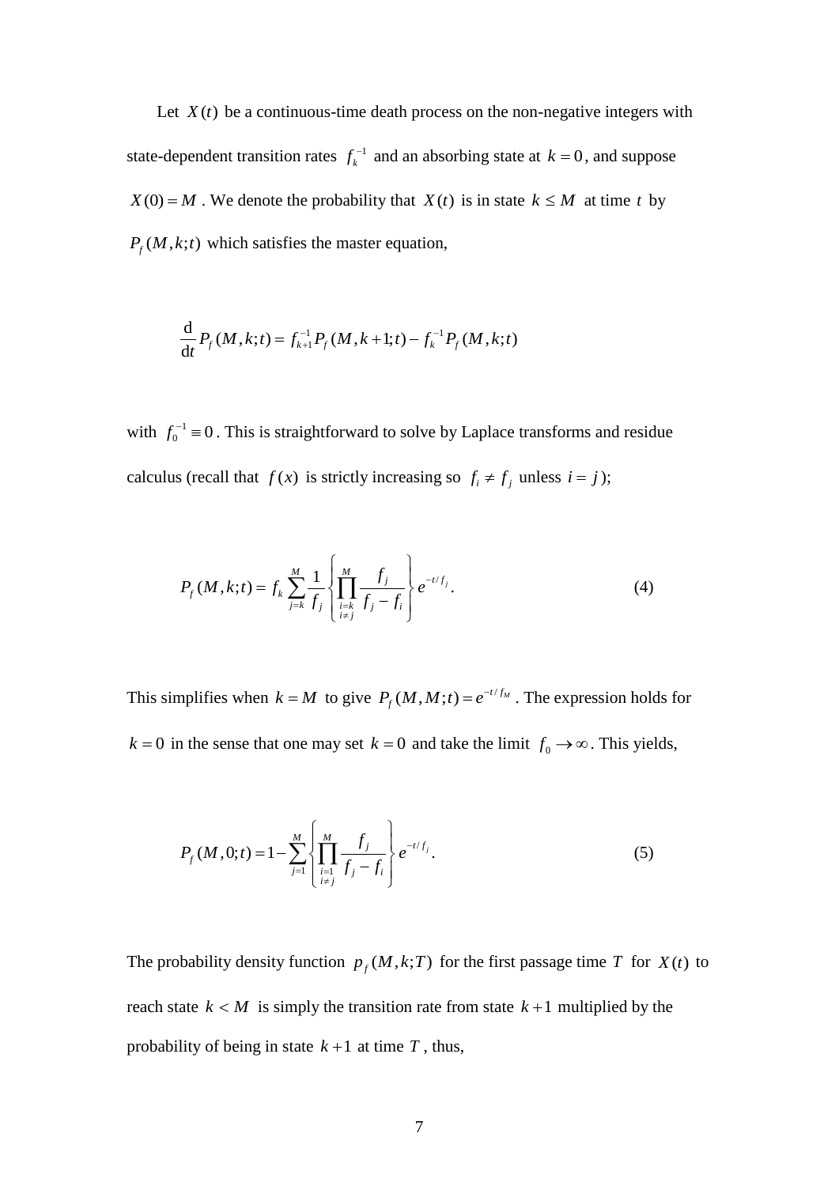Let $X(t)$ be a continuous-time death process on the non-negative integers with state-dependent transition rates $f_k^{-1}$ and an absorbing state at $k=0$, and suppose $X(0)=M$. We denote the probability that $X(t)$ is in state $k \le M$ at time $t$ by $P_f(M,k;t)$ which satisfies the master equation,

$$\frac{\mathrm{d}}{\mathrm{d}t} P_f(M,k;t) = f_{k+1}^{-1} P_f(M,k+1;t) - f_k^{-1} P_f(M,k;t)$$

with $f_0^{-1} \equiv 0$. This is straightforward to solve by Laplace transforms and residue calculus (recall that $f(x)$ is strictly increasing so $f_i \ne f_j$ unless $i = j$);

$$P_f(M,k;t) = f_k \sum_{j=k}^{M} \frac{1}{f_j} \left\{ \prod_{\substack{i=k \\ i \ne j}}^{M} \frac{f_j}{f_j - f_i} \right\} e^{-t/f_j}. \tag{4}$$

This simplifies when $k = M$ to give $P_f(M,M;t) = e^{-t/f_M}$. The expression holds for $k = 0$ in the sense that one may set $k = 0$ and take the limit $f_0 \to \infty$. This yields,

$$P_f(M,0;t) = 1 - \sum_{j=1}^{M} \left\{ \prod_{\substack{i=1 \\ i \ne j}}^{M} \frac{f_j}{f_j - f_i} \right\} e^{-t/f_j}. \tag{5}$$

The probability density function $p_f(M,k;T)$ for the first passage time $T$ for $X(t)$ to reach state $k < M$ is simply the transition rate from state $k+1$ multiplied by the probability of being in state $k+1$ at time $T$, thus,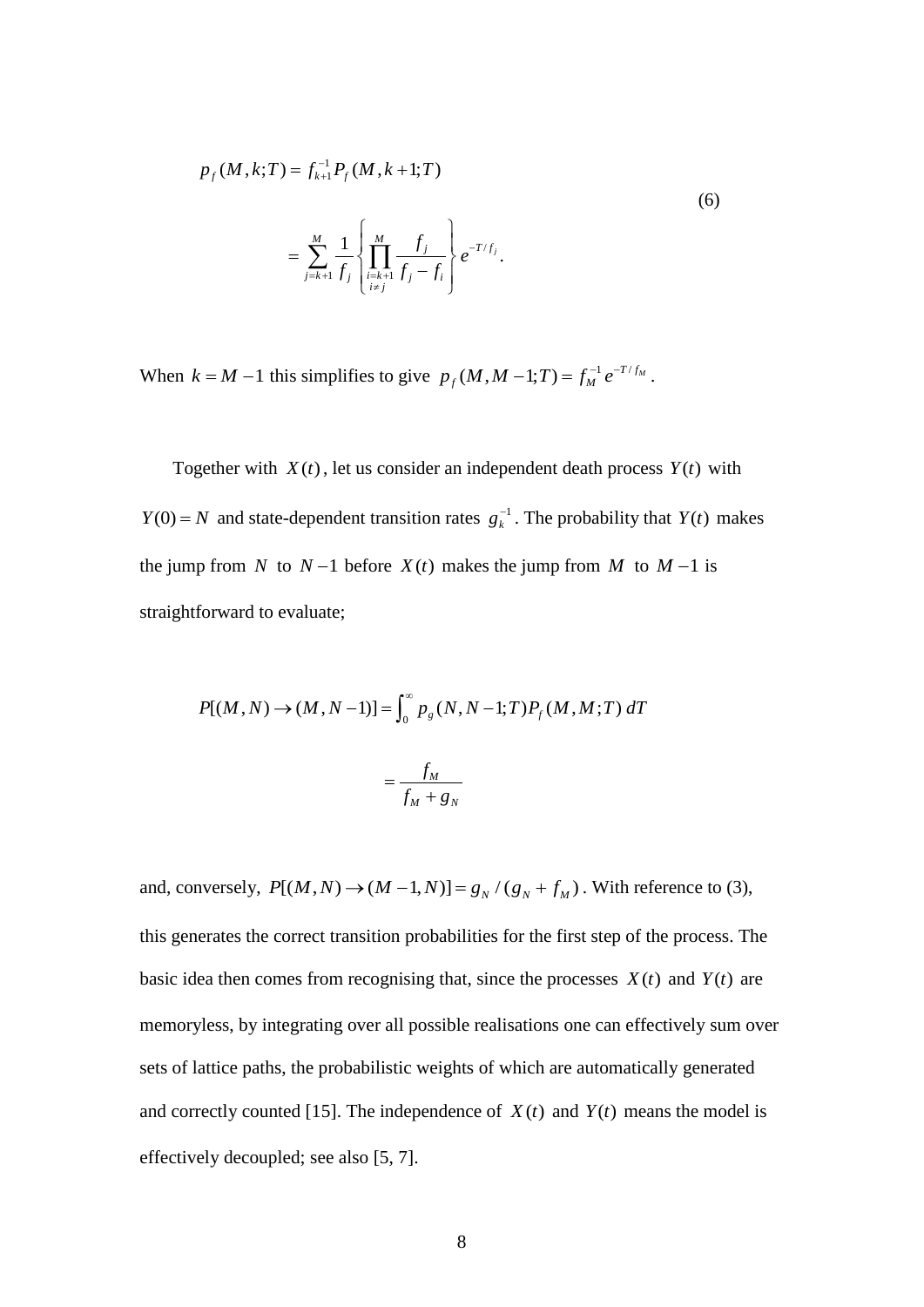$$
\begin{aligned}
p_f(M,k;T) &= f_{k+1}^{-1} P_f(M,k+1;T) \\
&= \sum_{j=k+1}^{M} \frac{1}{f_j} \left\{ \prod_{\substack{i=k+1 \\ i \neq j}}^{M} \frac{f_j}{f_j - f_i} \right\} e^{-T/f_j}.
\end{aligned}
\tag{6}
$$

When $k = M-1$ this simplifies to give $p_f(M, M-1;T) = f_M^{-1} e^{-T/f_M}$.

Together with $X(t)$, let us consider an independent death process $Y(t)$ with $Y(0) = N$ and state-dependent transition rates $g_k^{-1}$. The probability that $Y(t)$ makes the jump from $N$ to $N-1$ before $X(t)$ makes the jump from $M$ to $M-1$ is straightforward to evaluate;

$$
\begin{aligned}
P[(M,N) \to (M,N-1)] &= \int_0^\infty p_g(N,N-1;T) P_f(M,M;T)\, dT \\
&= \frac{f_M}{f_M + g_N}
\end{aligned}
$$

and, conversely, $P[(M,N) \to (M-1,N)] = g_N / (g_N + f_M)$. With reference to (3), this generates the correct transition probabilities for the first step of the process. The basic idea then comes from recognising that, since the processes $X(t)$ and $Y(t)$ are memoryless, by integrating over all possible realisations one can effectively sum over sets of lattice paths, the probabilistic weights of which are automatically generated and correctly counted [15]. The independence of $X(t)$ and $Y(t)$ means the model is effectively decoupled; see also [5, 7].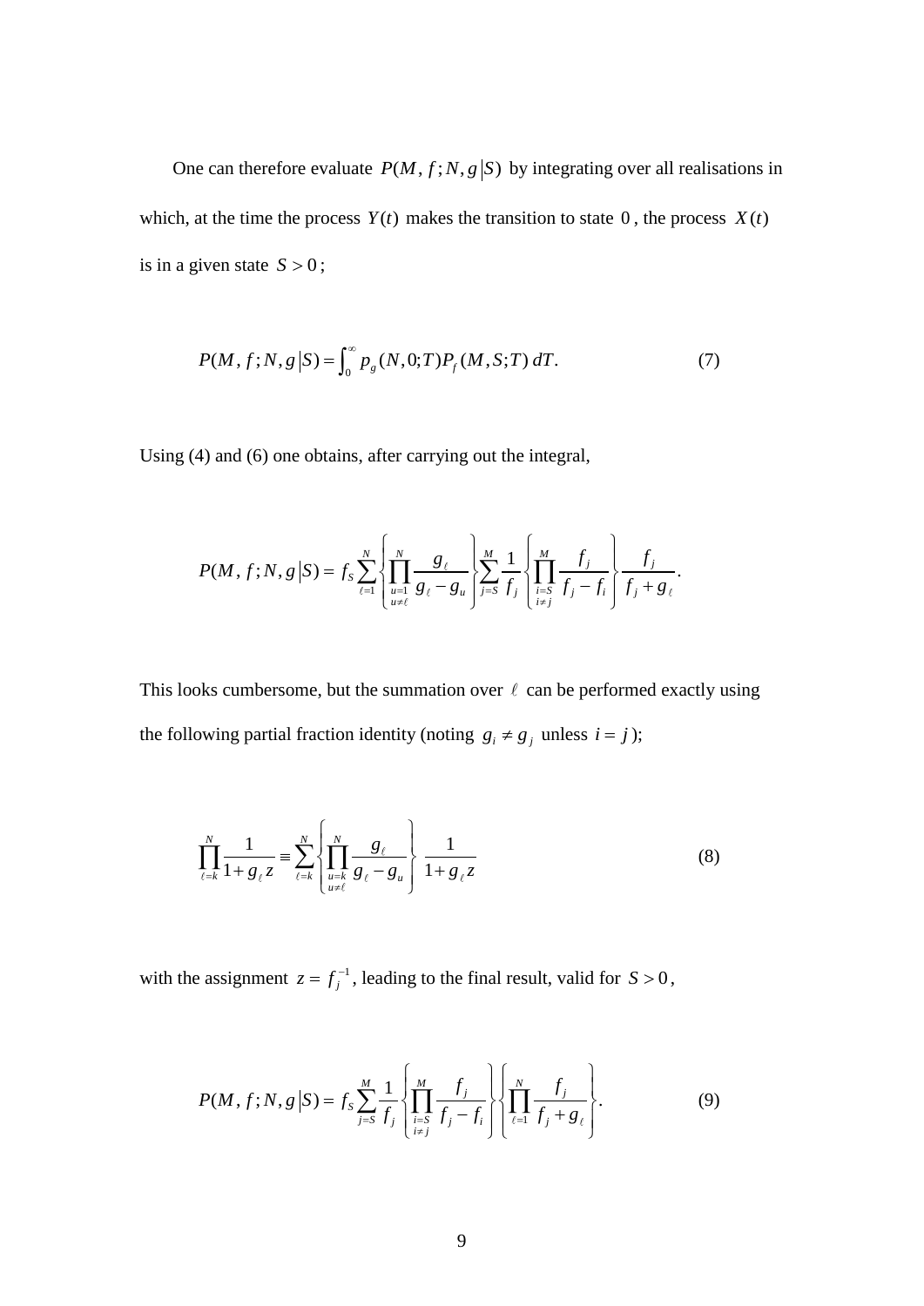One can therefore evaluate $P(M, f; N, g|S)$ by integrating over all realisations in which, at the time the process $Y(t)$ makes the transition to state $0$, the process $X(t)$ is in a given state $S > 0$;

$$P(M, f; N, g|S) = \int_0^\infty p_g(N, 0; T) P_f(M, S; T)\, dT. \tag{7}$$

Using (4) and (6) one obtains, after carrying out the integral,

$$P(M, f; N, g|S) = f_S \sum_{\ell=1}^{N} \left\{ \prod_{\substack{u=1 \\ u \neq \ell}}^{N} \frac{g_\ell}{g_\ell - g_u} \right\} \sum_{j=S}^{M} \frac{1}{f_j} \left\{ \prod_{\substack{i=S \\ i \neq j}}^{M} \frac{f_j}{f_j - f_i} \right\} \frac{f_j}{f_j + g_\ell}.$$

This looks cumbersome, but the summation over $\ell$ can be performed exactly using the following partial fraction identity (noting $g_i \neq g_j$ unless $i = j$);

$$\prod_{\ell=k}^{N} \frac{1}{1 + g_\ell z} \equiv \sum_{\ell=k}^{N} \left\{ \prod_{\substack{u=k \\ u \neq \ell}}^{N} \frac{g_\ell}{g_\ell - g_u} \right\} \frac{1}{1 + g_\ell z} \tag{8}$$

with the assignment $z = f_j^{-1}$, leading to the final result, valid for $S > 0$,

$$P(M, f; N, g|S) = f_S \sum_{j=S}^{M} \frac{1}{f_j} \left\{ \prod_{\substack{i=S \\ i \neq j}}^{M} \frac{f_j}{f_j - f_i} \right\} \left\{ \prod_{\ell=1}^{N} \frac{f_j}{f_j + g_\ell} \right\}. \tag{9}$$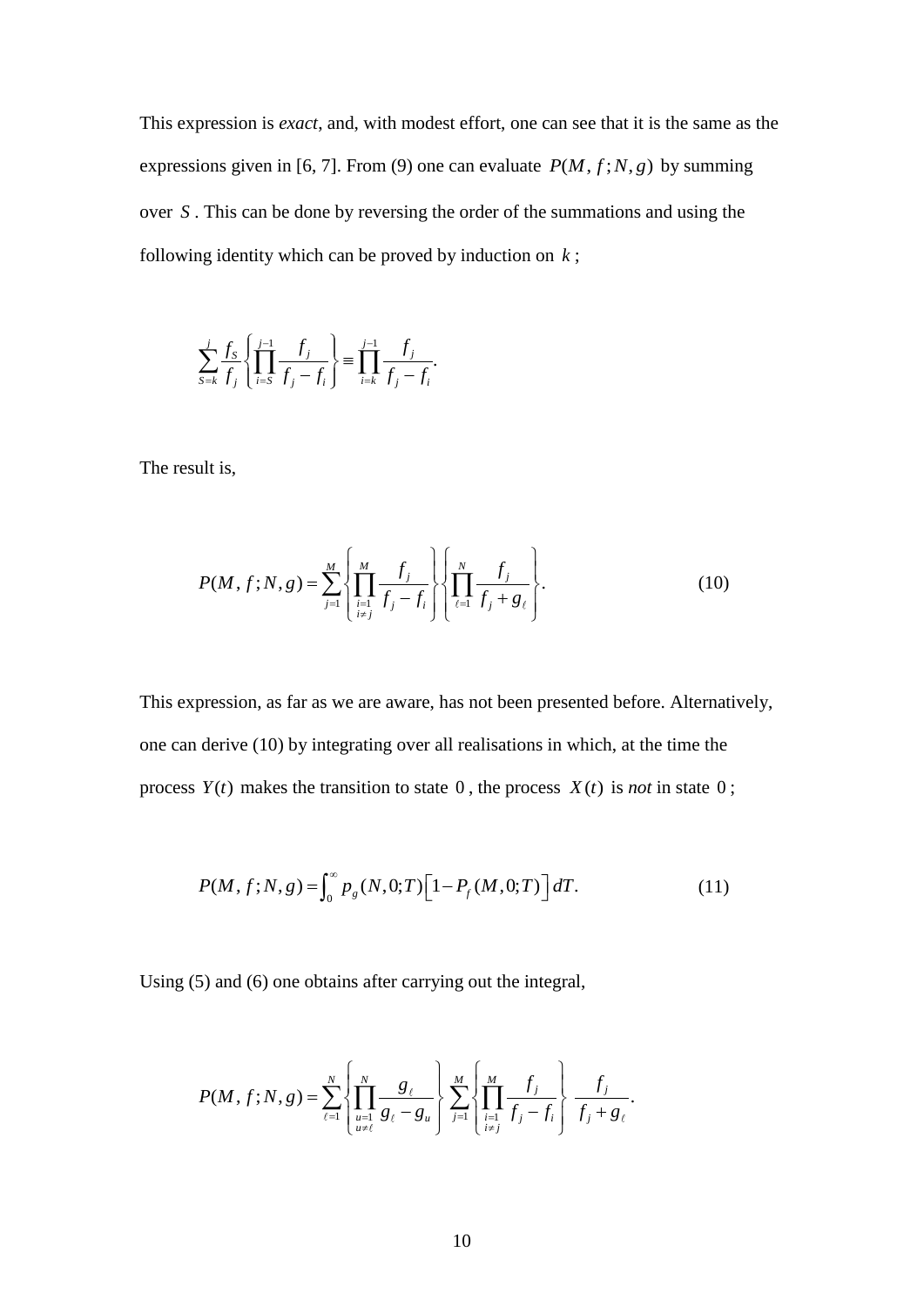This expression is *exact*, and, with modest effort, one can see that it is the same as the expressions given in [6, 7]. From (9) one can evaluate $P(M, f; N, g)$ by summing over $S$. This can be done by reversing the order of the summations and using the following identity which can be proved by induction on $k$;

$$\sum_{S=k}^{j} \frac{f_S}{f_j} \left\{ \prod_{i=S}^{j-1} \frac{f_j}{f_j - f_i} \right\} \equiv \prod_{i=k}^{j-1} \frac{f_j}{f_j - f_i}.$$

The result is,

$$P(M, f; N, g) = \sum_{j=1}^{M} \left\{ \prod_{\substack{i=1 \\ i \neq j}}^{M} \frac{f_j}{f_j - f_i} \right\} \left\{ \prod_{\ell=1}^{N} \frac{f_j}{f_j + g_\ell} \right\}. \tag{10}$$

This expression, as far as we are aware, has not been presented before. Alternatively, one can derive (10) by integrating over all realisations in which, at the time the process $Y(t)$ makes the transition to state $0$, the process $X(t)$ is *not* in state $0$;

$$P(M, f; N, g) = \int_0^\infty p_g(N, 0; T) \left[ 1 - P_f(M, 0; T) \right] dT. \tag{11}$$

Using (5) and (6) one obtains after carrying out the integral,

$$P(M, f; N, g) = \sum_{\ell=1}^{N} \left\{ \prod_{\substack{u=1 \\ u \neq \ell}}^{N} \frac{g_\ell}{g_\ell - g_u} \right\} \sum_{j=1}^{M} \left\{ \prod_{\substack{i=1 \\ i \neq j}}^{M} \frac{f_j}{f_j - f_i} \right\} \frac{f_j}{f_j + g_\ell}.$$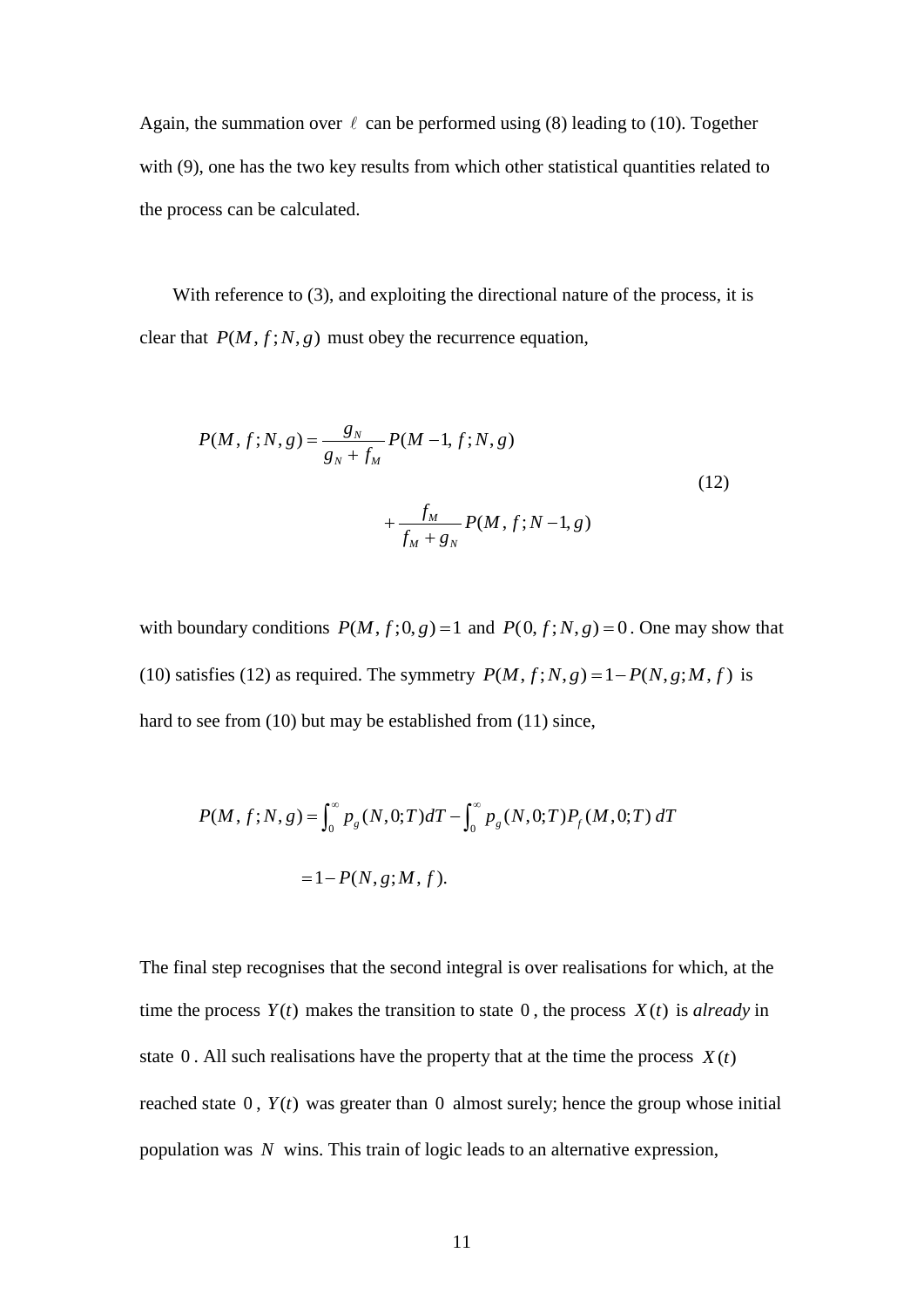Again, the summation over $\ell$ can be performed using (8) leading to (10). Together with (9), one has the two key results from which other statistical quantities related to the process can be calculated.

With reference to (3), and exploiting the directional nature of the process, it is clear that $P(M,f;N,g)$ must obey the recurrence equation,

$$P(M,f;N,g) = \frac{g_N}{g_N + f_M} P(M-1,f;N,g) + \frac{f_M}{f_M + g_N} P(M,f;N-1,g) \tag{12}$$

with boundary conditions $P(M,f;0,g) = 1$ and $P(0,f;N,g) = 0$. One may show that (10) satisfies (12) as required. The symmetry $P(M,f;N,g) = 1 - P(N,g;M,f)$ is hard to see from (10) but may be established from (11) since,

$$P(M,f;N,g) = \int_0^\infty p_g(N,0;T)\,dT - \int_0^\infty p_g(N,0;T) P_f(M,0;T)\,dT$$

$$= 1 - P(N,g;M,f).$$

The final step recognises that the second integral is over realisations for which, at the time the process $Y(t)$ makes the transition to state $0$, the process $X(t)$ is *already* in state $0$. All such realisations have the property that at the time the process $X(t)$ reached state $0$, $Y(t)$ was greater than $0$ almost surely; hence the group whose initial population was $N$ wins. This train of logic leads to an alternative expression,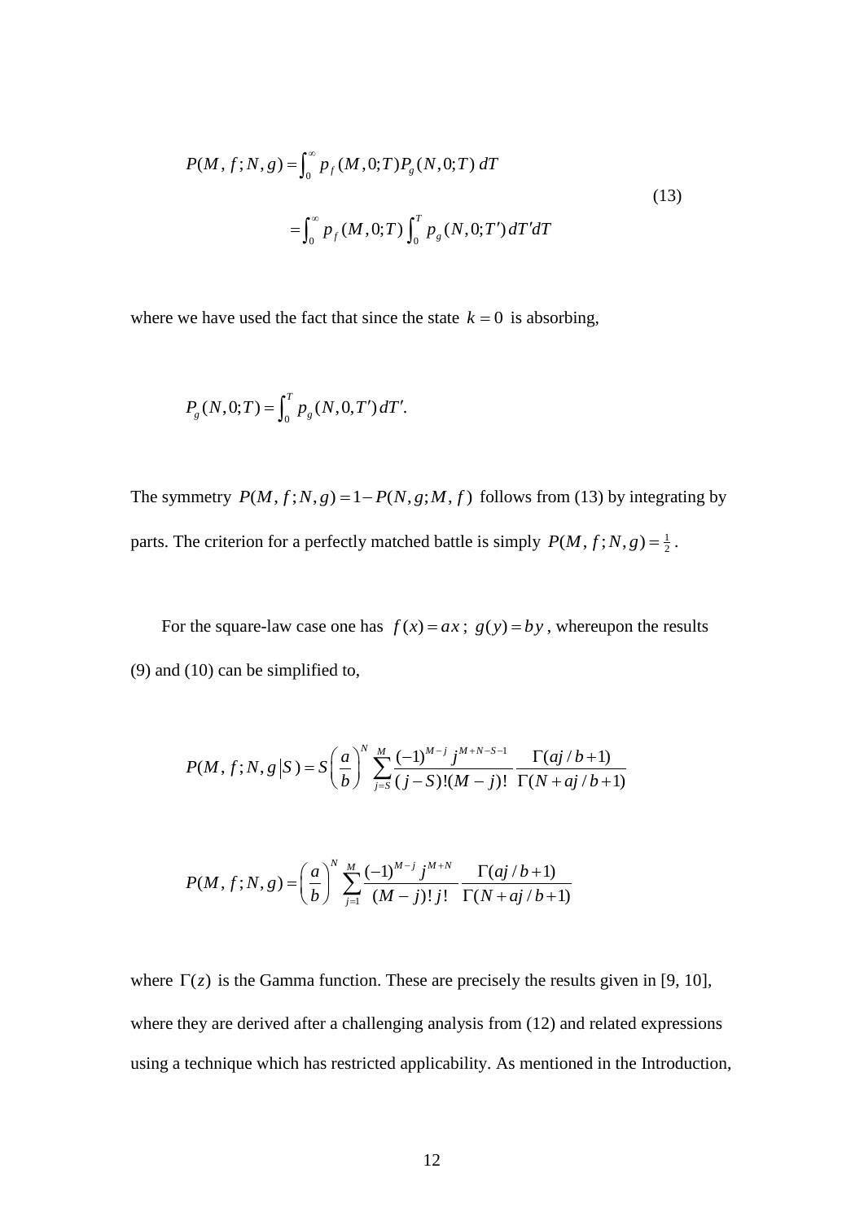$$
\begin{aligned}
P(M,f;N,g) &= \int_0^\infty p_f(M,0;T)P_g(N,0;T)\,dT \\
&= \int_0^\infty p_f(M,0;T)\int_0^T p_g(N,0;T')\,dT'dT
\end{aligned}
\tag{13}
$$

where we have used the fact that since the state $k=0$ is absorbing,

$$
P_g(N,0;T) = \int_0^T p_g(N,0,T')\,dT'.
$$

The symmetry $P(M,f;N,g) = 1 - P(N,g;M,f)$ follows from (13) by integrating by parts. The criterion for a perfectly matched battle is simply $P(M,f;N,g) = \frac{1}{2}$.

For the square-law case one has $f(x) = ax$; $g(y) = by$, whereupon the results (9) and (10) can be simplified to,

$$
P(M,f;N,g\,|S) = S\left(\frac{a}{b}\right)^N \sum_{j=S}^{M} \frac{(-1)^{M-j}\, j^{M+N-S-1}}{(j-S)!(M-j)!} \frac{\Gamma(aj/b+1)}{\Gamma(N+aj/b+1)}
$$

$$
P(M,f;N,g) = \left(\frac{a}{b}\right)^N \sum_{j=1}^{M} \frac{(-1)^{M-j}\, j^{M+N}}{(M-j)!\,j!} \frac{\Gamma(aj/b+1)}{\Gamma(N+aj/b+1)}
$$

where $\Gamma(z)$ is the Gamma function. These are precisely the results given in [9, 10], where they are derived after a challenging analysis from (12) and related expressions using a technique which has restricted applicability. As mentioned in the Introduction,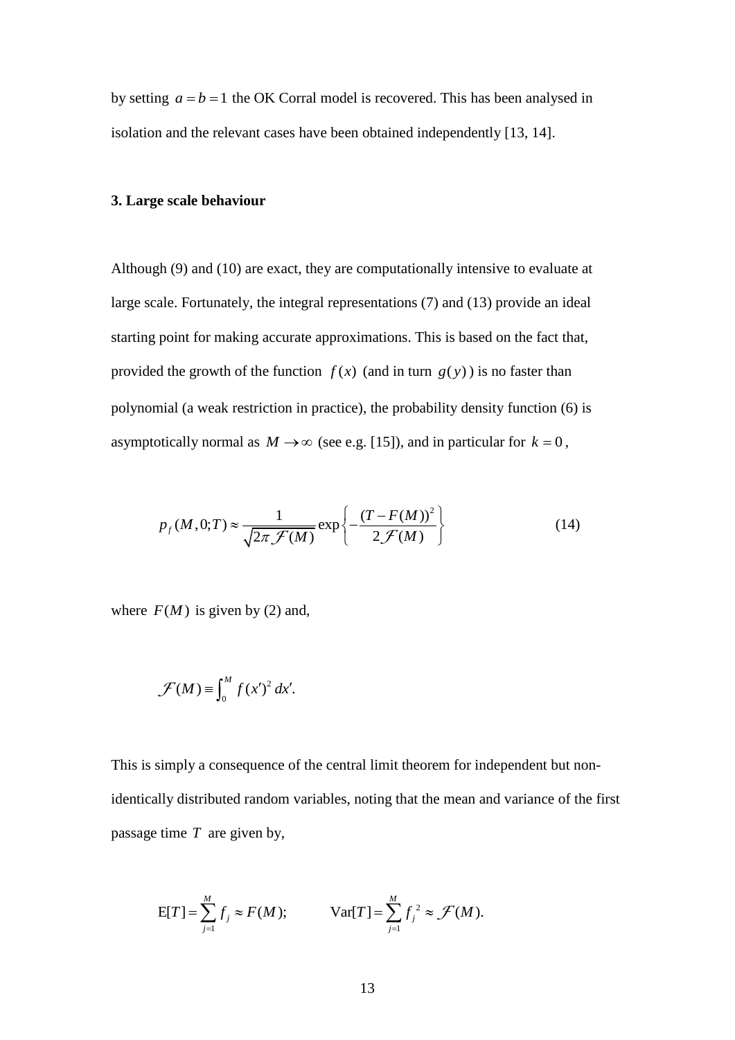by setting $a = b = 1$ the OK Corral model is recovered. This has been analysed in isolation and the relevant cases have been obtained independently [13, 14].

### 3. Large scale behaviour

Although (9) and (10) are exact, they are computationally intensive to evaluate at large scale. Fortunately, the integral representations (7) and (13) provide an ideal starting point for making accurate approximations. This is based on the fact that, provided the growth of the function $f(x)$ (and in turn $g(y)$) is no faster than polynomial (a weak restriction in practice), the probability density function (6) is asymptotically normal as $M \to \infty$ (see e.g. [15]), and in particular for $k = 0$,

$$p_f(M,0;T) \approx \frac{1}{\sqrt{2\pi \mathcal{F}(M)}} \exp\left\{-\frac{(T - F(M))^2}{2\mathcal{F}(M)}\right\} \tag{14}$$

where $F(M)$ is given by (2) and,

$$\mathcal{F}(M) \equiv \int_0^M f(x')^2 \, dx'.$$

This is simply a consequence of the central limit theorem for independent but non-identically distributed random variables, noting that the mean and variance of the first passage time $T$ are given by,

$$\mathrm{E}[T] = \sum_{j=1}^{M} f_j \approx F(M); \qquad \mathrm{Var}[T] = \sum_{j=1}^{M} f_j^{\,2} \approx \mathcal{F}(M).$$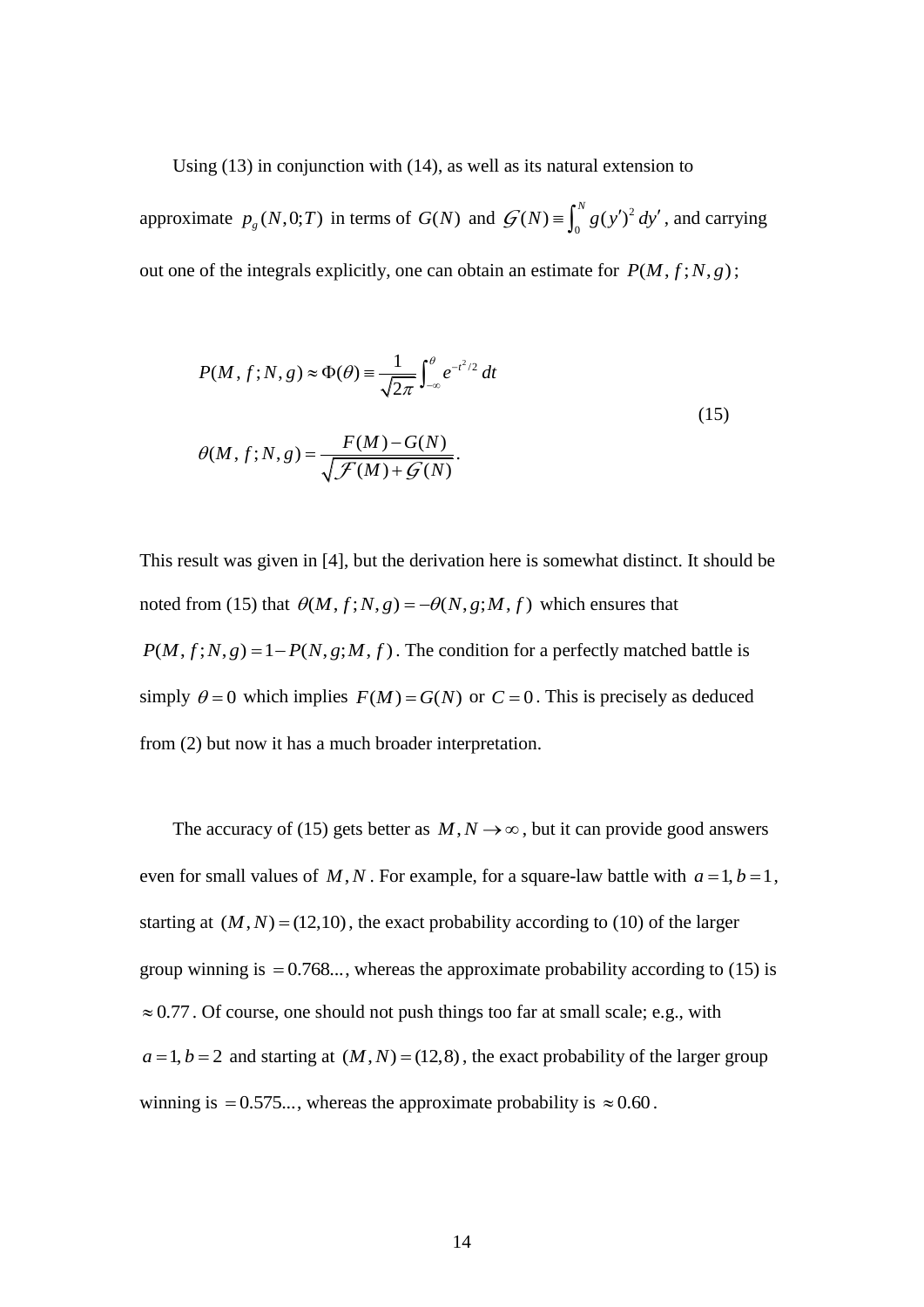Using (13) in conjunction with (14), as well as its natural extension to approximate $p_g(N,0;T)$ in terms of $G(N)$ and $\mathcal{G}(N) \equiv \int_0^N g(y')^2\, dy'$, and carrying out one of the integrals explicitly, one can obtain an estimate for $P(M, f; N, g)$;

$$
\begin{aligned}
P(M, f; N, g) &\approx \Phi(\theta) \equiv \frac{1}{\sqrt{2\pi}} \int_{-\infty}^{\theta} e^{-t^2/2}\, dt \\
\theta(M, f; N, g) &= \frac{F(M) - G(N)}{\sqrt{\mathcal{F}(M) + \mathcal{G}(N)}}.
\end{aligned}
\tag{15}
$$

This result was given in [4], but the derivation here is somewhat distinct. It should be noted from (15) that $\theta(M, f; N, g) = -\theta(N, g; M, f)$ which ensures that $P(M, f; N, g) = 1 - P(N, g; M, f)$. The condition for a perfectly matched battle is simply $\theta = 0$ which implies $F(M) = G(N)$ or $C = 0$. This is precisely as deduced from (2) but now it has a much broader interpretation.

The accuracy of (15) gets better as $M, N \to \infty$, but it can provide good answers even for small values of $M, N$. For example, for a square-law battle with $a = 1, b = 1$, starting at $(M, N) = (12,10)$, the exact probability according to (10) of the larger group winning is $= 0.768...$, whereas the approximate probability according to (15) is $\approx 0.77$. Of course, one should not push things too far at small scale; e.g., with $a = 1, b = 2$ and starting at $(M, N) = (12,8)$, the exact probability of the larger group winning is $= 0.575...$, whereas the approximate probability is $\approx 0.60$.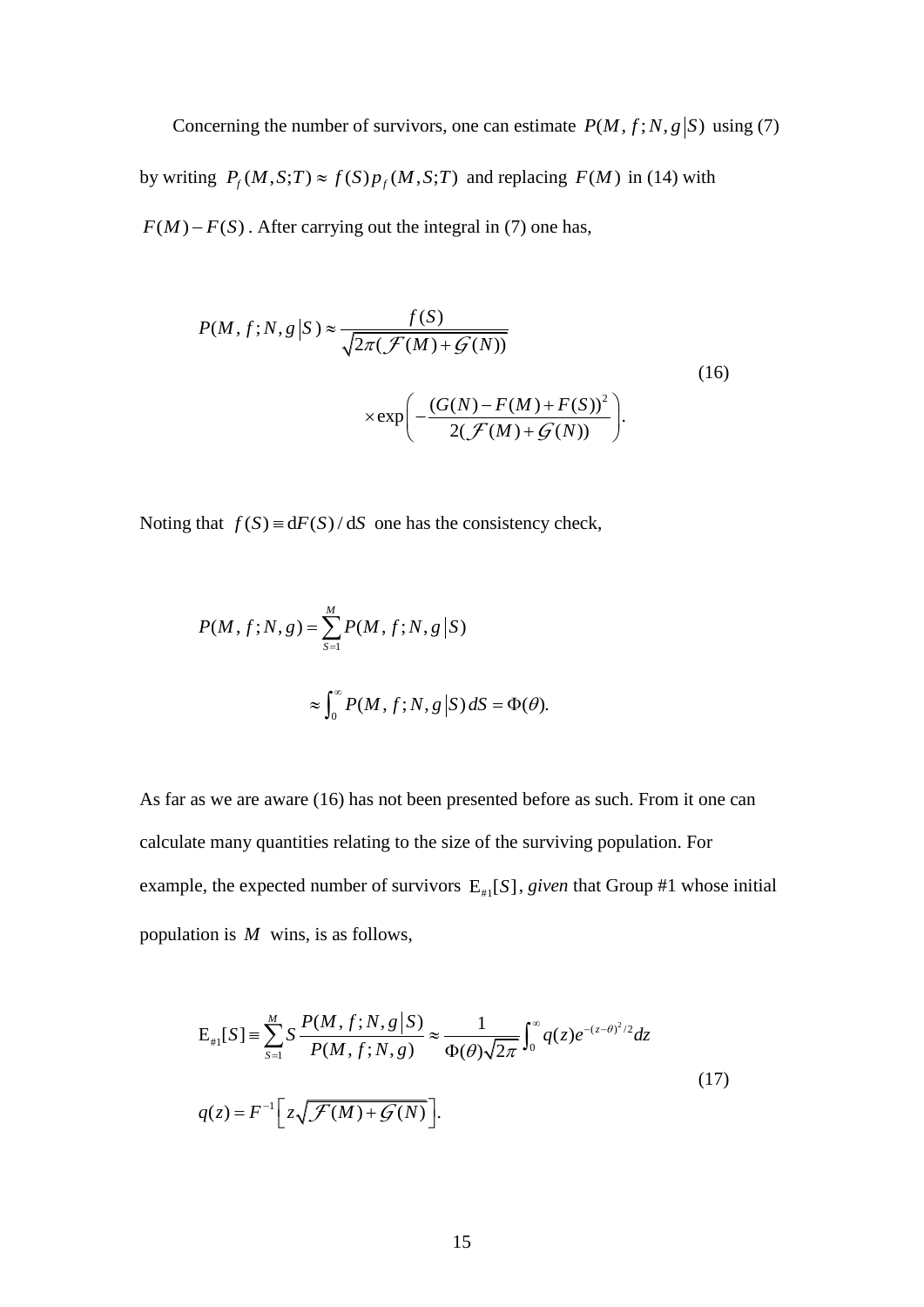Concerning the number of survivors, one can estimate $P(M, f; N, g \,|\, S)$ using (7) by writing $P_f(M,S;T) \approx f(S)p_f(M,S;T)$ and replacing $F(M)$ in (14) with $F(M) - F(S)$. After carrying out the integral in (7) one has,

$$
\begin{aligned}
P(M, f; N, g \,|\, S) \approx \frac{f(S)}{\sqrt{2\pi(\mathcal{F}(M) + \mathcal{G}(N))}} \\
\times \exp\left( -\frac{(G(N) - F(M) + F(S))^2}{2(\mathcal{F}(M) + \mathcal{G}(N))} \right).
\end{aligned}
\tag{16}
$$

Noting that $f(S) \equiv \mathrm{d}F(S)/\mathrm{d}S$ one has the consistency check,

$$
\begin{aligned}
P(M, f; N, g) &= \sum_{S=1}^{M} P(M, f; N, g \,|\, S) \\
&\approx \int_0^\infty P(M, f; N, g \,|\, S)\, dS = \Phi(\theta).
\end{aligned}
$$

As far as we are aware (16) has not been presented before as such. From it one can calculate many quantities relating to the size of the surviving population. For example, the expected number of survivors $\mathrm{E}_{\#1}[S]$, *given* that Group #1 whose initial population is $M$ wins, is as follows,

$$
\begin{aligned}
&\mathrm{E}_{\#1}[S] \equiv \sum_{S=1}^{M} S \frac{P(M, f; N, g \,|\, S)}{P(M, f; N, g)} \approx \frac{1}{\Phi(\theta)\sqrt{2\pi}} \int_0^\infty q(z) e^{-(z-\theta)^2/2} dz \\
&q(z) = F^{-1}\left[ z\sqrt{\mathcal{F}(M) + \mathcal{G}(N)} \right].
\end{aligned}
\tag{17}
$$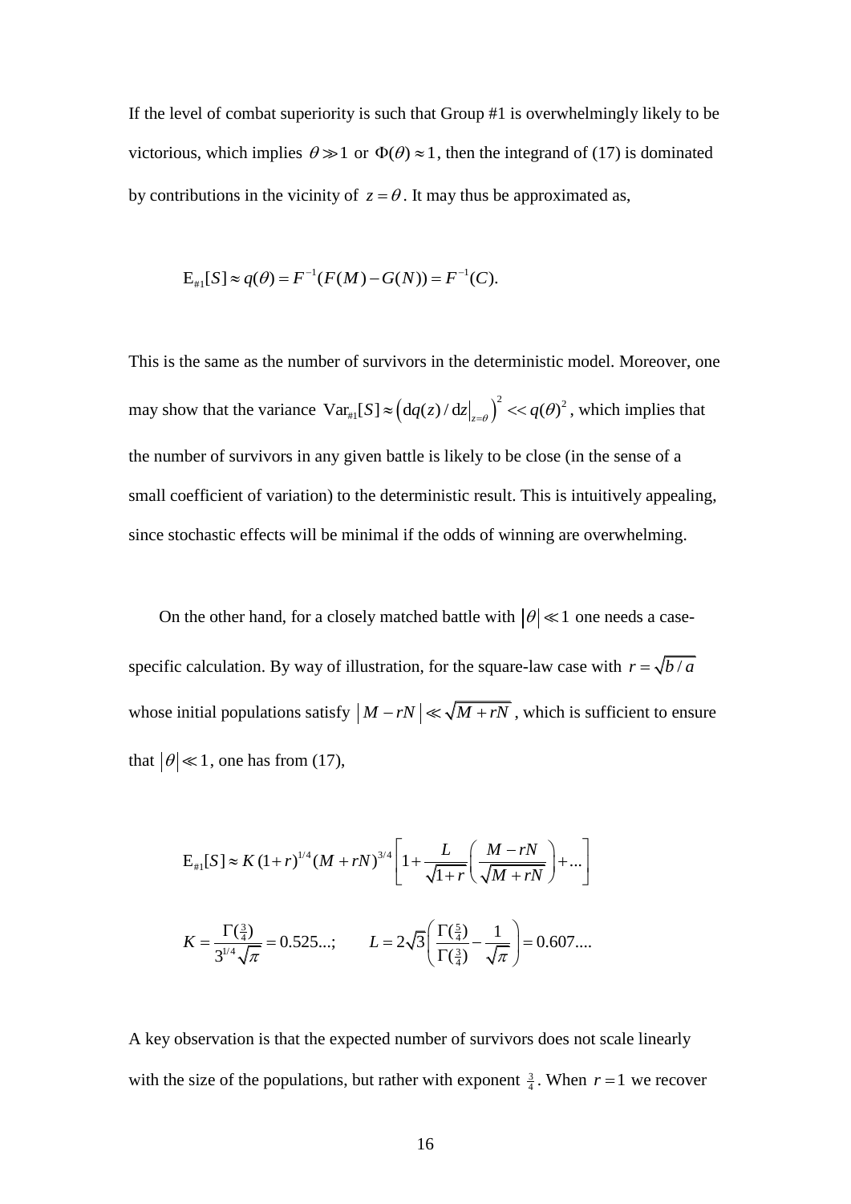If the level of combat superiority is such that Group #1 is overwhelmingly likely to be victorious, which implies $\theta \gg 1$ or $\Phi(\theta) \approx 1$, then the integrand of (17) is dominated by contributions in the vicinity of $z = \theta$. It may thus be approximated as,

$$\mathrm{E}_{\#1}[S] \approx q(\theta) = F^{-1}(F(M) - G(N)) = F^{-1}(C).$$

This is the same as the number of survivors in the deterministic model. Moreover, one may show that the variance $\mathrm{Var}_{\#1}[S] \approx \left(\mathrm{d}q(z)/\mathrm{d}z\big|_{z=\theta}\right)^2 << q(\theta)^2$, which implies that the number of survivors in any given battle is likely to be close (in the sense of a small coefficient of variation) to the deterministic result. This is intuitively appealing, since stochastic effects will be minimal if the odds of winning are overwhelming.

On the other hand, for a closely matched battle with $|\theta| \ll 1$ one needs a case-specific calculation. By way of illustration, for the square-law case with $r = \sqrt{b/a}$ whose initial populations satisfy $|M - rN| \ll \sqrt{M + rN}$, which is sufficient to ensure that $|\theta| \ll 1$, one has from (17),

$$\mathrm{E}_{\#1}[S] \approx K\,(1+r)^{1/4}(M+rN)^{3/4}\left[1 + \frac{L}{\sqrt{1+r}}\left(\frac{M-rN}{\sqrt{M+rN}}\right) + \ldots\right]$$

$$K = \frac{\Gamma(\frac{3}{4})}{3^{1/4}\sqrt{\pi}} = 0.525\ldots; \qquad L = 2\sqrt{3}\left(\frac{\Gamma(\frac{5}{4})}{\Gamma(\frac{3}{4})} - \frac{1}{\sqrt{\pi}}\right) = 0.607\ldots.$$

A key observation is that the expected number of survivors does not scale linearly with the size of the populations, but rather with exponent $\frac{3}{4}$. When $r = 1$ we recover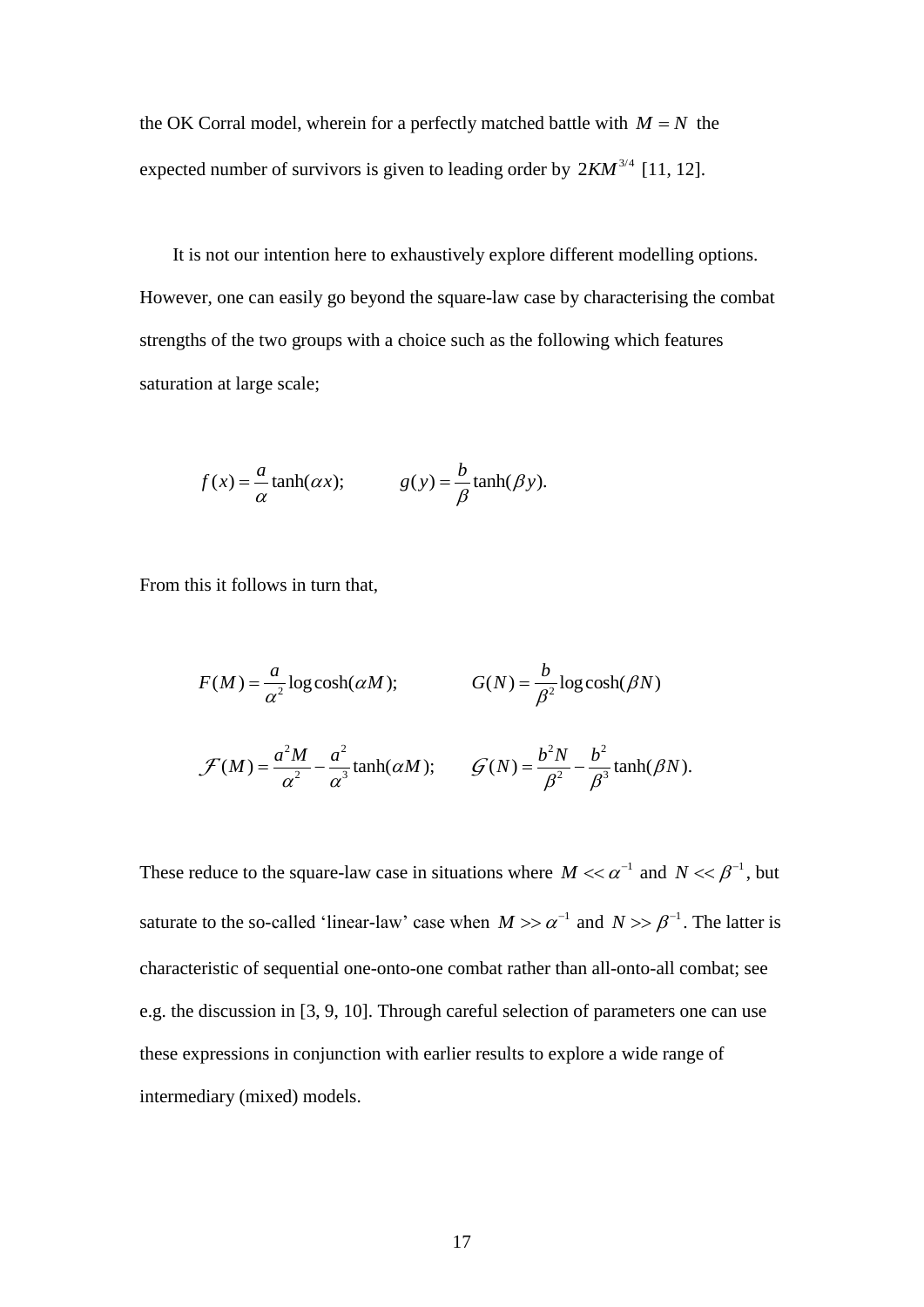the OK Corral model, wherein for a perfectly matched battle with $M = N$ the expected number of survivors is given to leading order by $2KM^{3/4}$ [11, 12].

It is not our intention here to exhaustively explore different modelling options. However, one can easily go beyond the square-law case by characterising the combat strengths of the two groups with a choice such as the following which features saturation at large scale;

$$f(x) = \frac{a}{\alpha}\tanh(\alpha x); \qquad g(y) = \frac{b}{\beta}\tanh(\beta y).$$

From this it follows in turn that,

$$F(M) = \frac{a}{\alpha^2}\log\cosh(\alpha M); \qquad G(N) = \frac{b}{\beta^2}\log\cosh(\beta N)$$

$$\mathcal{F}(M) = \frac{a^2 M}{\alpha^2} - \frac{a^2}{\alpha^3}\tanh(\alpha M); \qquad \mathcal{G}(N) = \frac{b^2 N}{\beta^2} - \frac{b^2}{\beta^3}\tanh(\beta N).$$

These reduce to the square-law case in situations where $M << \alpha^{-1}$ and $N << \beta^{-1}$, but saturate to the so-called 'linear-law' case when $M >> \alpha^{-1}$ and $N >> \beta^{-1}$. The latter is characteristic of sequential one-onto-one combat rather than all-onto-all combat; see e.g. the discussion in [3, 9, 10]. Through careful selection of parameters one can use these expressions in conjunction with earlier results to explore a wide range of intermediary (mixed) models.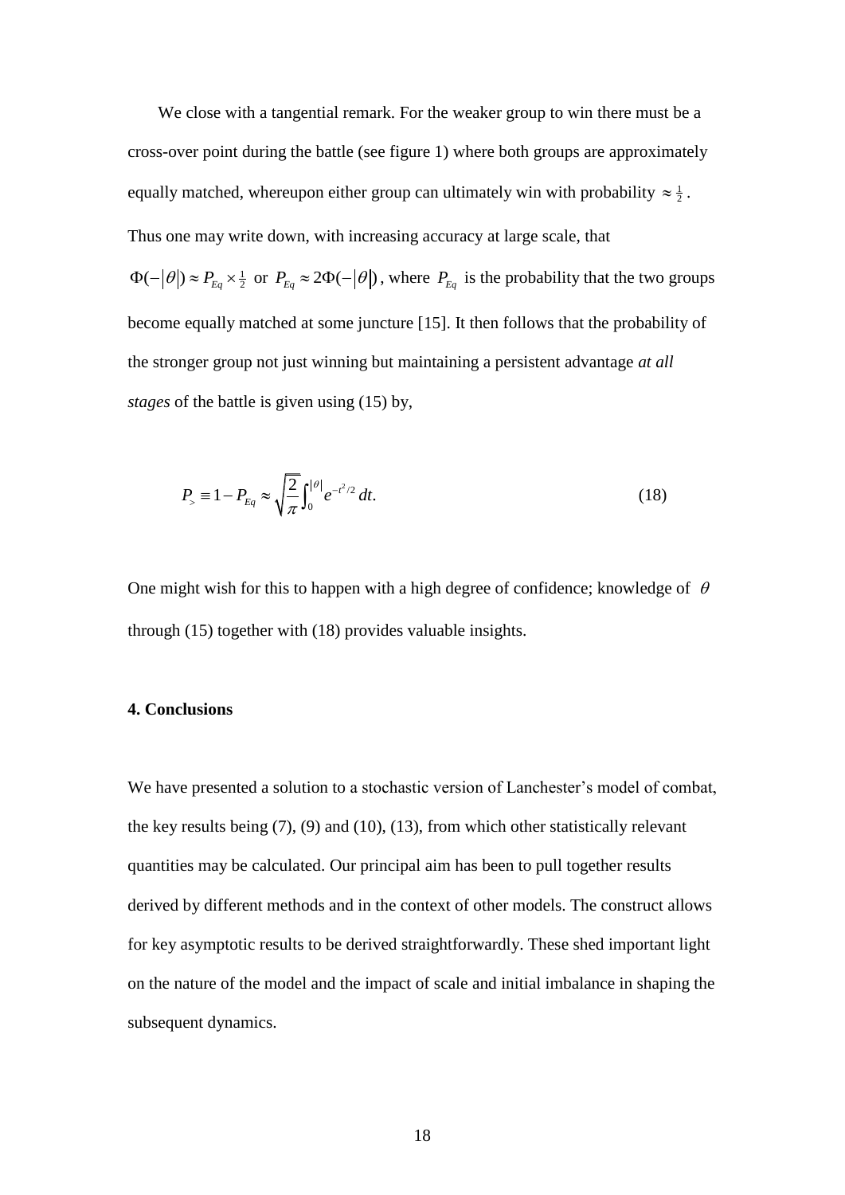We close with a tangential remark. For the weaker group to win there must be a cross-over point during the battle (see figure 1) where both groups are approximately equally matched, whereupon either group can ultimately win with probability $\approx \frac{1}{2}$. Thus one may write down, with increasing accuracy at large scale, that $\Phi(-|\theta|) \approx P_{Eq} \times \frac{1}{2}$ or $P_{Eq} \approx 2\Phi(-|\theta|)$, where $P_{Eq}$ is the probability that the two groups become equally matched at some juncture [15]. It then follows that the probability of the stronger group not just winning but maintaining a persistent advantage *at all stages* of the battle is given using (15) by,

$$P_{>} \equiv 1 - P_{Eq} \approx \sqrt{\frac{2}{\pi}} \int_0^{|\theta|} e^{-t^2/2}\, dt. \tag{18}$$

One might wish for this to happen with a high degree of confidence; knowledge of $\theta$ through (15) together with (18) provides valuable insights.

**4. Conclusions**

We have presented a solution to a stochastic version of Lanchester's model of combat, the key results being (7), (9) and (10), (13), from which other statistically relevant quantities may be calculated. Our principal aim has been to pull together results derived by different methods and in the context of other models. The construct allows for key asymptotic results to be derived straightforwardly. These shed important light on the nature of the model and the impact of scale and initial imbalance in shaping the subsequent dynamics.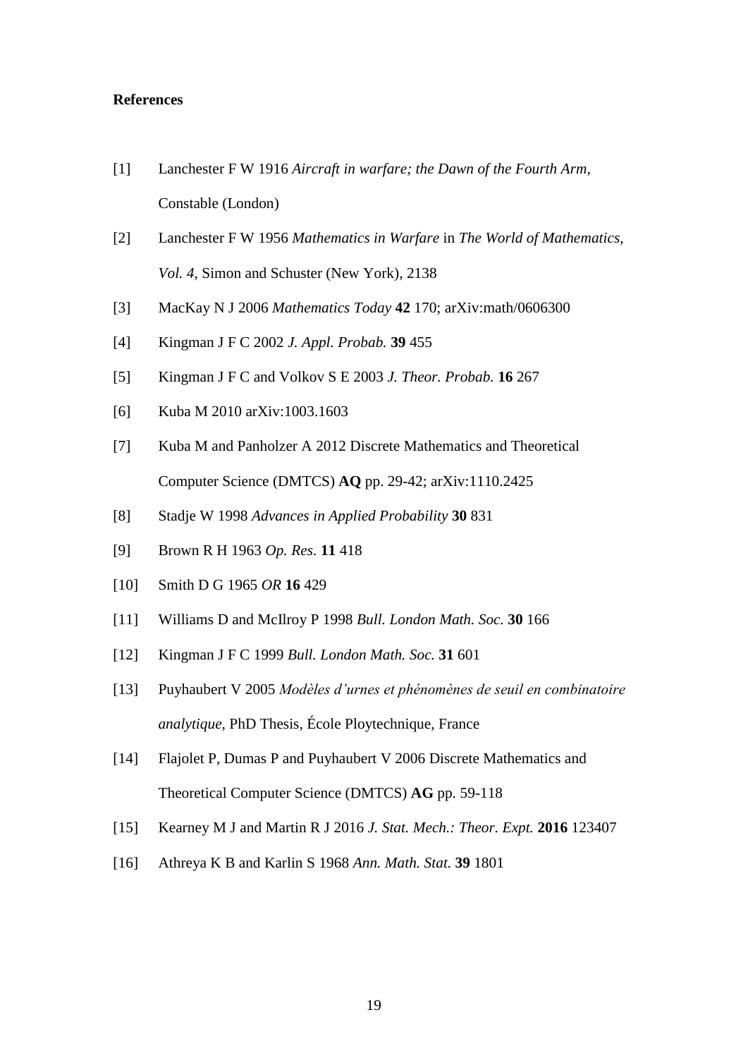**References**

[1] Lanchester F W 1916 *Aircraft in warfare; the Dawn of the Fourth Arm*, Constable (London)

[2] Lanchester F W 1956 *Mathematics in Warfare* in *The World of Mathematics, Vol. 4*, Simon and Schuster (New York), 2138

[3] MacKay N J 2006 *Mathematics Today* **42** 170; arXiv:math/0606300

[4] Kingman J F C 2002 *J. Appl. Probab.* **39** 455

[5] Kingman J F C and Volkov S E 2003 *J. Theor. Probab.* **16** 267

[6] Kuba M 2010 arXiv:1003.1603

[7] Kuba M and Panholzer A 2012 Discrete Mathematics and Theoretical Computer Science (DMTCS) **AQ** pp. 29-42; arXiv:1110.2425

[8] Stadje W 1998 *Advances in Applied Probability* **30** 831

[9] Brown R H 1963 *Op. Res.* **11** 418

[10] Smith D G 1965 *OR* **16** 429

[11] Williams D and McIlroy P 1998 *Bull. London Math. Soc.* **30** 166

[12] Kingman J F C 1999 *Bull. London Math. Soc.* **31** 601

[13] Puyhaubert V 2005 *Modèles d'urnes et phénomènes de seuil en combinatoire analytique*, PhD Thesis, École Ploytechnique, France

[14] Flajolet P, Dumas P and Puyhaubert V 2006 Discrete Mathematics and Theoretical Computer Science (DMTCS) **AG** pp. 59-118

[15] Kearney M J and Martin R J 2016 *J. Stat. Mech.: Theor. Expt.* **2016** 123407

[16] Athreya K B and Karlin S 1968 *Ann. Math. Stat.* **39** 1801